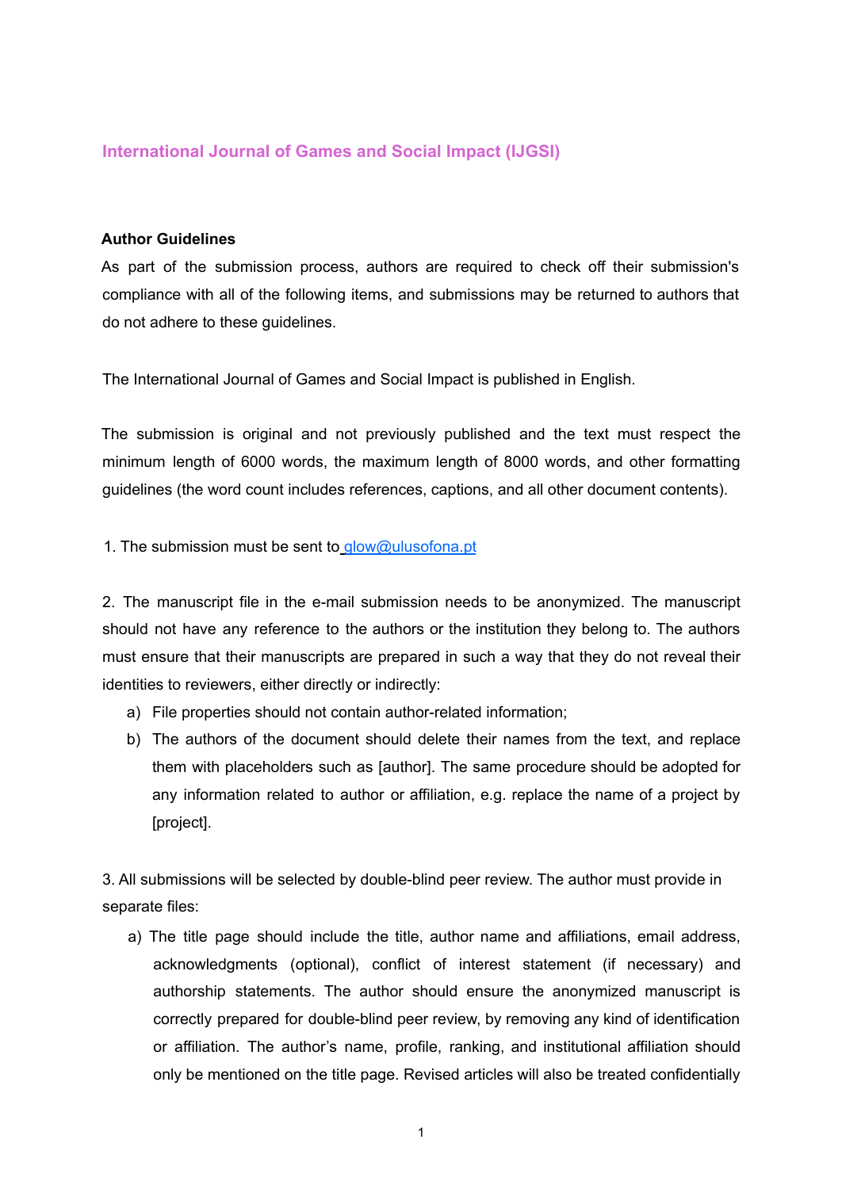# International Journal of Games and Social Impact (IJGSI)

## Author Guidelines

As part of the submission process, authors are required to check off their submission's compliance with all of the following items, and submissions may be returned to authors that do not adhere to these guidelines.

The International Journal of Games and Social Impact is published in English.

The submission is original and not previously published and the text must respect the minimum length of 6000 words, the maximum length of 8000 words, and other formatting guidelines (the word count includes references, captions, and all other document contents).

1. The submission must be sent to glow@ulusofona.pt

2. The manuscript file in the e-mail submission needs to be anonymized. The manuscript should not have any reference to the authors or the institution they belong to. The authors must ensure that their manuscripts are prepared in such a way that they do not reveal their identities to reviewers, either directly or indirectly:

   a) File properties should not contain author-related information;
   b) The authors of the document should delete their names from the text, and replace them with placeholders such as [author]. The same procedure should be adopted for any information related to author or affiliation, e.g. replace the name of a project by [project].

3. All submissions will be selected by double-blind peer review. The author must provide in separate files:

   a) The title page should include the title, author name and affiliations, email address, acknowledgments (optional), conflict of interest statement (if necessary) and authorship statements. The author should ensure the anonymized manuscript is correctly prepared for double-blind peer review, by removing any kind of identification or affiliation. The author's name, profile, ranking, and institutional affiliation should only be mentioned on the title page. Revised articles will also be treated confidentially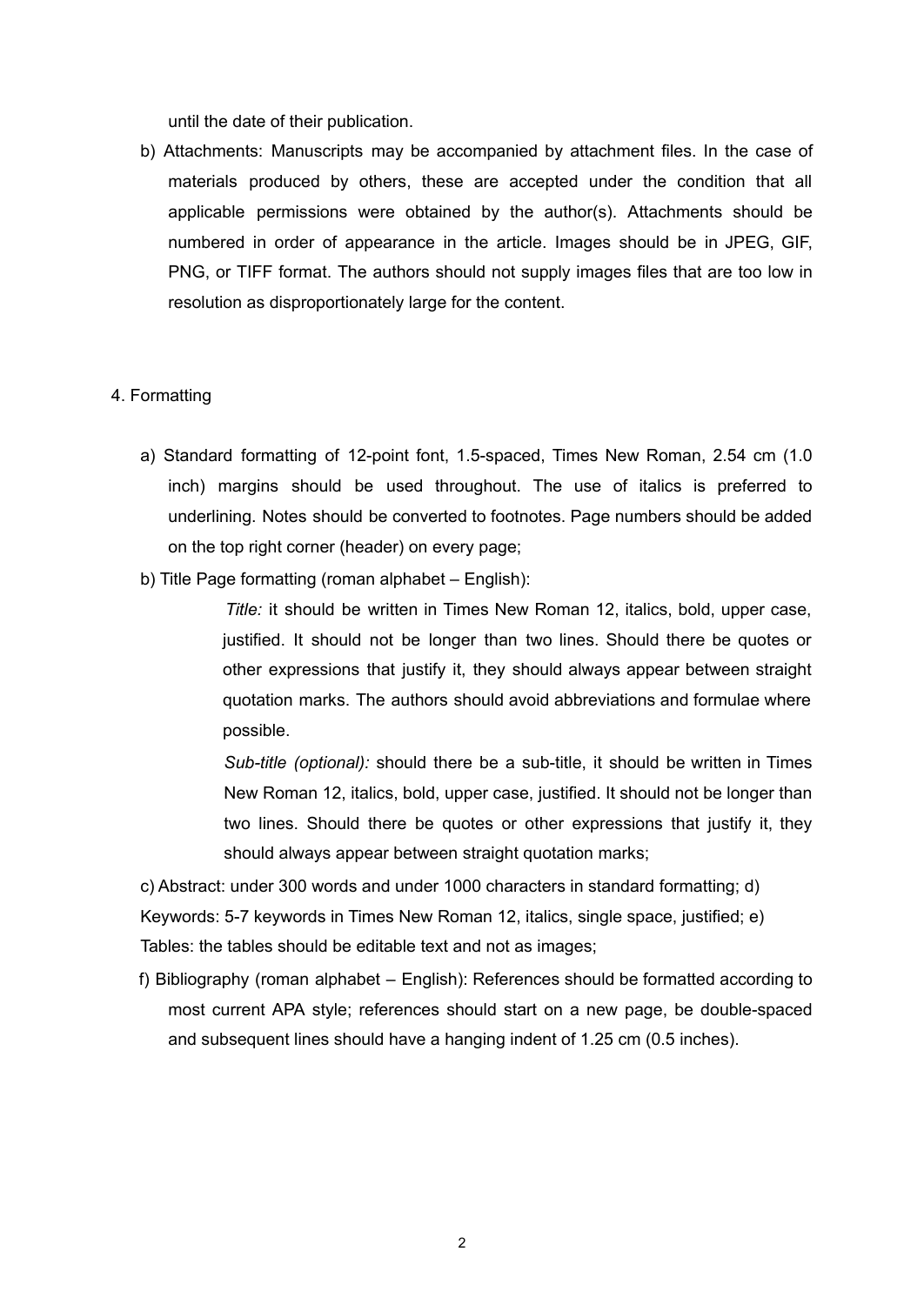until the date of their publication.

b) Attachments: Manuscripts may be accompanied by attachment files. In the case of materials produced by others, these are accepted under the condition that all applicable permissions were obtained by the author(s). Attachments should be numbered in order of appearance in the article. Images should be in JPEG, GIF, PNG, or TIFF format. The authors should not supply images files that are too low in resolution as disproportionately large for the content.

4. Formatting

a) Standard formatting of 12-point font, 1.5-spaced, Times New Roman, 2.54 cm (1.0 inch) margins should be used throughout. The use of italics is preferred to underlining. Notes should be converted to footnotes. Page numbers should be added on the top right corner (header) on every page;

b) Title Page formatting (roman alphabet – English):

*Title:* it should be written in Times New Roman 12, italics, bold, upper case, justified. It should not be longer than two lines. Should there be quotes or other expressions that justify it, they should always appear between straight quotation marks. The authors should avoid abbreviations and formulae where possible.

*Sub-title (optional):* should there be a sub-title, it should be written in Times New Roman 12, italics, bold, upper case, justified. It should not be longer than two lines. Should there be quotes or other expressions that justify it, they should always appear between straight quotation marks;

c) Abstract: under 300 words and under 1000 characters in standard formatting; d) Keywords: 5-7 keywords in Times New Roman 12, italics, single space, justified; e) Tables: the tables should be editable text and not as images;

f) Bibliography (roman alphabet – English): References should be formatted according to most current APA style; references should start on a new page, be double-spaced and subsequent lines should have a hanging indent of 1.25 cm (0.5 inches).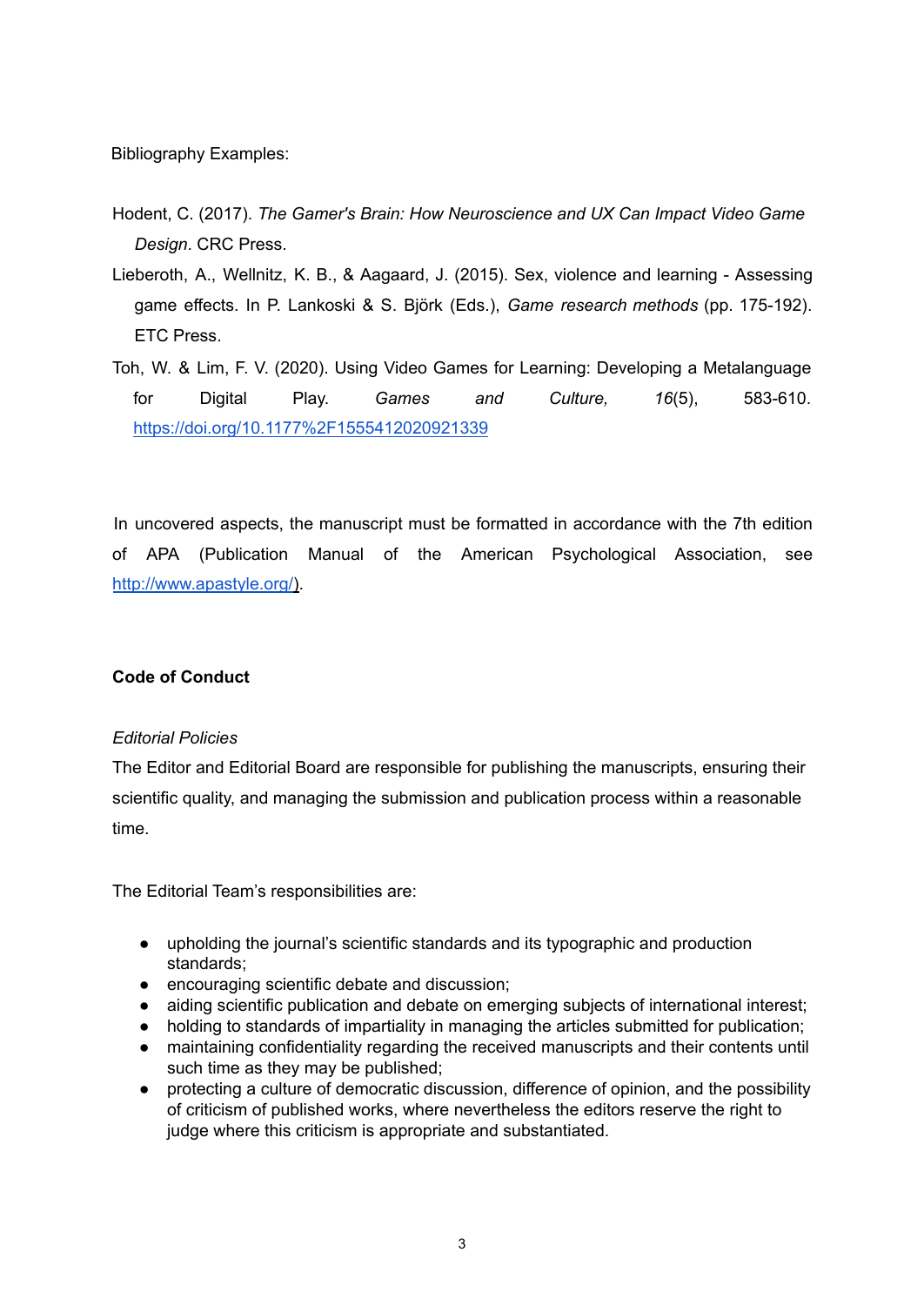Bibliography Examples:

Hodent, C. (2017). *The Gamer's Brain: How Neuroscience and UX Can Impact Video Game Design*. CRC Press.

Lieberoth, A., Wellnitz, K. B., & Aagaard, J. (2015). Sex, violence and learning - Assessing game effects. In P. Lankoski & S. Björk (Eds.), *Game research methods* (pp. 175-192). ETC Press.

Toh, W. & Lim, F. V. (2020). Using Video Games for Learning: Developing a Metalanguage for Digital Play. *Games and Culture, 16*(5), 583-610. https://doi.org/10.1177%2F1555412020921339

In uncovered aspects, the manuscript must be formatted in accordance with the 7th edition of APA (Publication Manual of the American Psychological Association, see http://www.apastyle.org/).

**Code of Conduct**

*Editorial Policies*

The Editor and Editorial Board are responsible for publishing the manuscripts, ensuring their scientific quality, and managing the submission and publication process within a reasonable time.

The Editorial Team's responsibilities are:

- upholding the journal's scientific standards and its typographic and production standards;
- encouraging scientific debate and discussion;
- aiding scientific publication and debate on emerging subjects of international interest;
- holding to standards of impartiality in managing the articles submitted for publication;
- maintaining confidentiality regarding the received manuscripts and their contents until such time as they may be published;
- protecting a culture of democratic discussion, difference of opinion, and the possibility of criticism of published works, where nevertheless the editors reserve the right to judge where this criticism is appropriate and substantiated.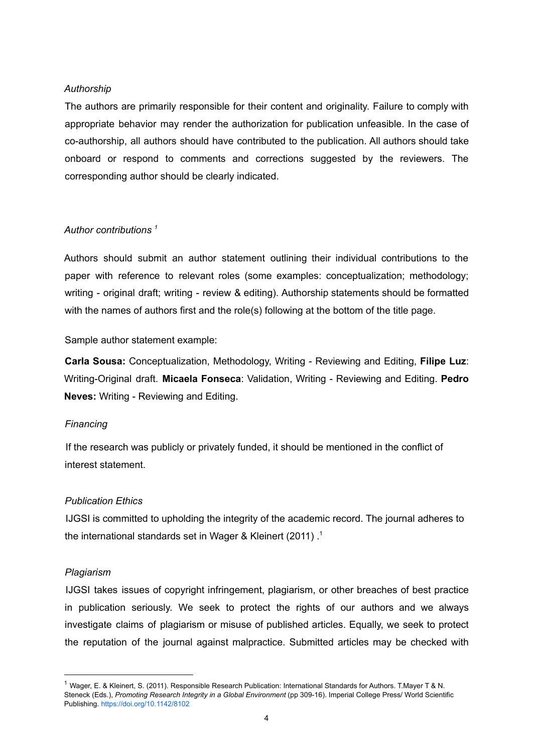*Authorship*

The authors are primarily responsible for their content and originality. Failure to comply with appropriate behavior may render the authorization for publication unfeasible. In the case of co-authorship, all authors should have contributed to the publication. All authors should take onboard or respond to comments and corrections suggested by the reviewers. The corresponding author should be clearly indicated.

*Author contributions* [1]

Authors should submit an author statement outlining their individual contributions to the paper with reference to relevant roles (some examples: conceptualization; methodology; writing - original draft; writing - review & editing). Authorship statements should be formatted with the names of authors first and the role(s) following at the bottom of the title page.

Sample author statement example:

**Carla Sousa:** Conceptualization, Methodology, Writing - Reviewing and Editing, **Filipe Luz**: Writing-Original draft. **Micaela Fonseca**: Validation, Writing - Reviewing and Editing. **Pedro Neves:** Writing - Reviewing and Editing.

*Financing*

If the research was publicly or privately funded, it should be mentioned in the conflict of interest statement.

*Publication Ethics*

IJGSI is committed to upholding the integrity of the academic record. The journal adheres to the international standards set in Wager & Kleinert (2011) .[1]

*Plagiarism*

IJGSI takes issues of copyright infringement, plagiarism, or other breaches of best practice in publication seriously. We seek to protect the rights of our authors and we always investigate claims of plagiarism or misuse of published articles. Equally, we seek to protect the reputation of the journal against malpractice. Submitted articles may be checked with

---

[1] Wager, E. & Kleinert, S. (2011). Responsible Research Publication: International Standards for Authors. T.Mayer T & N. Steneck (Eds.), *Promoting Research Integrity in a Global Environment* (pp 309-16). Imperial College Press/ World Scientific Publishing. https://doi.org/10.1142/8102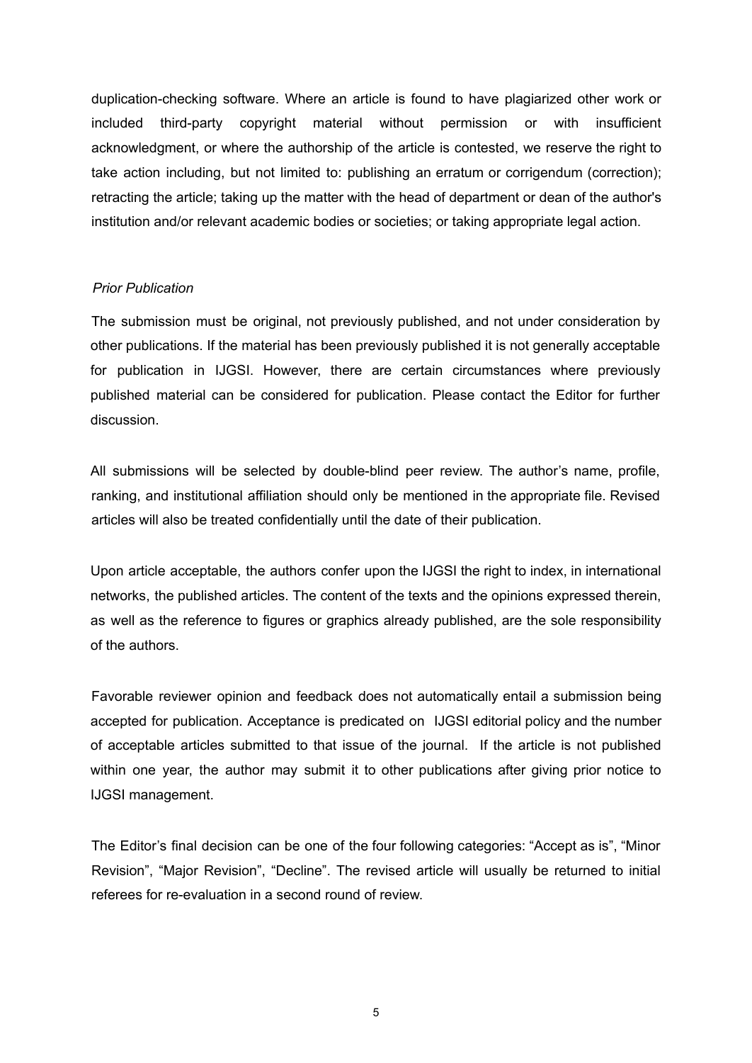duplication-checking software. Where an article is found to have plagiarized other work or included third-party copyright material without permission or with insufficient acknowledgment, or where the authorship of the article is contested, we reserve the right to take action including, but not limited to: publishing an erratum or corrigendum (correction); retracting the article; taking up the matter with the head of department or dean of the author's institution and/or relevant academic bodies or societies; or taking appropriate legal action.

*Prior Publication*

The submission must be original, not previously published, and not under consideration by other publications. If the material has been previously published it is not generally acceptable for publication in IJGSI. However, there are certain circumstances where previously published material can be considered for publication. Please contact the Editor for further discussion.

All submissions will be selected by double-blind peer review. The author's name, profile, ranking, and institutional affiliation should only be mentioned in the appropriate file. Revised articles will also be treated confidentially until the date of their publication.

Upon article acceptable, the authors confer upon the IJGSI the right to index, in international networks, the published articles. The content of the texts and the opinions expressed therein, as well as the reference to figures or graphics already published, are the sole responsibility of the authors.

Favorable reviewer opinion and feedback does not automatically entail a submission being accepted for publication. Acceptance is predicated on IJGSI editorial policy and the number of acceptable articles submitted to that issue of the journal. If the article is not published within one year, the author may submit it to other publications after giving prior notice to IJGSI management.

The Editor's final decision can be one of the four following categories: "Accept as is", "Minor Revision", "Major Revision", "Decline". The revised article will usually be returned to initial referees for re-evaluation in a second round of review.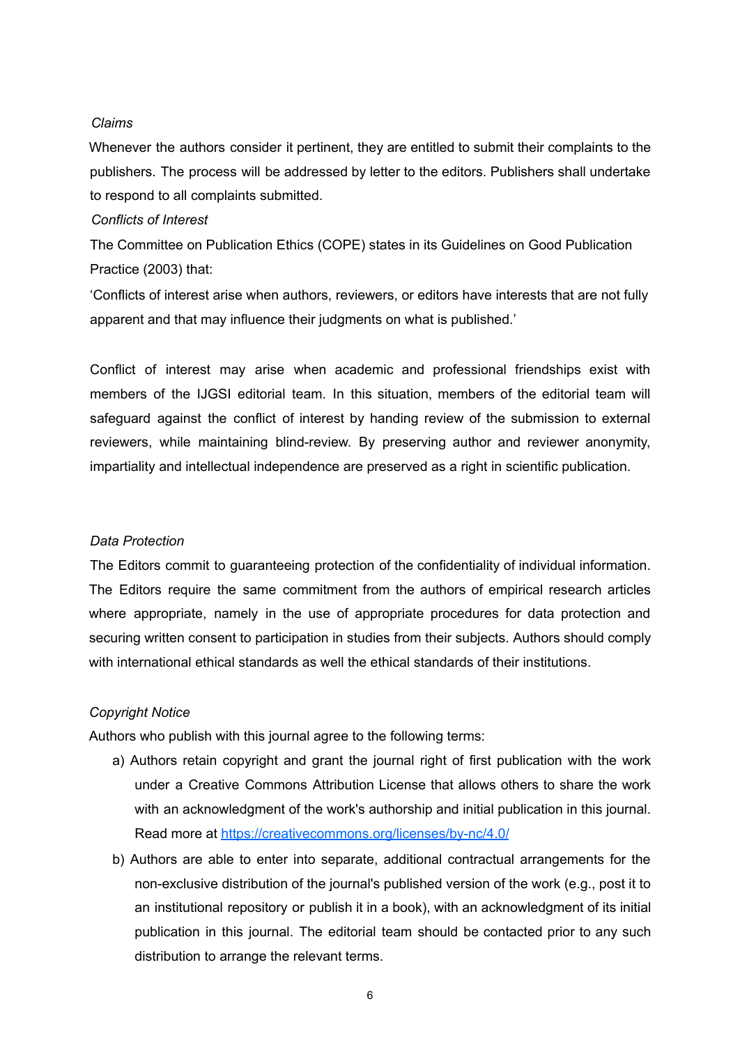*Claims*

Whenever the authors consider it pertinent, they are entitled to submit their complaints to the publishers. The process will be addressed by letter to the editors. Publishers shall undertake to respond to all complaints submitted.

*Conflicts of Interest*

The Committee on Publication Ethics (COPE) states in its Guidelines on Good Publication Practice (2003) that:

'Conflicts of interest arise when authors, reviewers, or editors have interests that are not fully apparent and that may influence their judgments on what is published.'

Conflict of interest may arise when academic and professional friendships exist with members of the IJGSI editorial team. In this situation, members of the editorial team will safeguard against the conflict of interest by handing review of the submission to external reviewers, while maintaining blind-review. By preserving author and reviewer anonymity, impartiality and intellectual independence are preserved as a right in scientific publication.

*Data Protection*

The Editors commit to guaranteeing protection of the confidentiality of individual information. The Editors require the same commitment from the authors of empirical research articles where appropriate, namely in the use of appropriate procedures for data protection and securing written consent to participation in studies from their subjects. Authors should comply with international ethical standards as well the ethical standards of their institutions.

*Copyright Notice*

Authors who publish with this journal agree to the following terms:

a) Authors retain copyright and grant the journal right of first publication with the work under a Creative Commons Attribution License that allows others to share the work with an acknowledgment of the work's authorship and initial publication in this journal. Read more at https://creativecommons.org/licenses/by-nc/4.0/

b) Authors are able to enter into separate, additional contractual arrangements for the non-exclusive distribution of the journal's published version of the work (e.g., post it to an institutional repository or publish it in a book), with an acknowledgment of its initial publication in this journal. The editorial team should be contacted prior to any such distribution to arrange the relevant terms.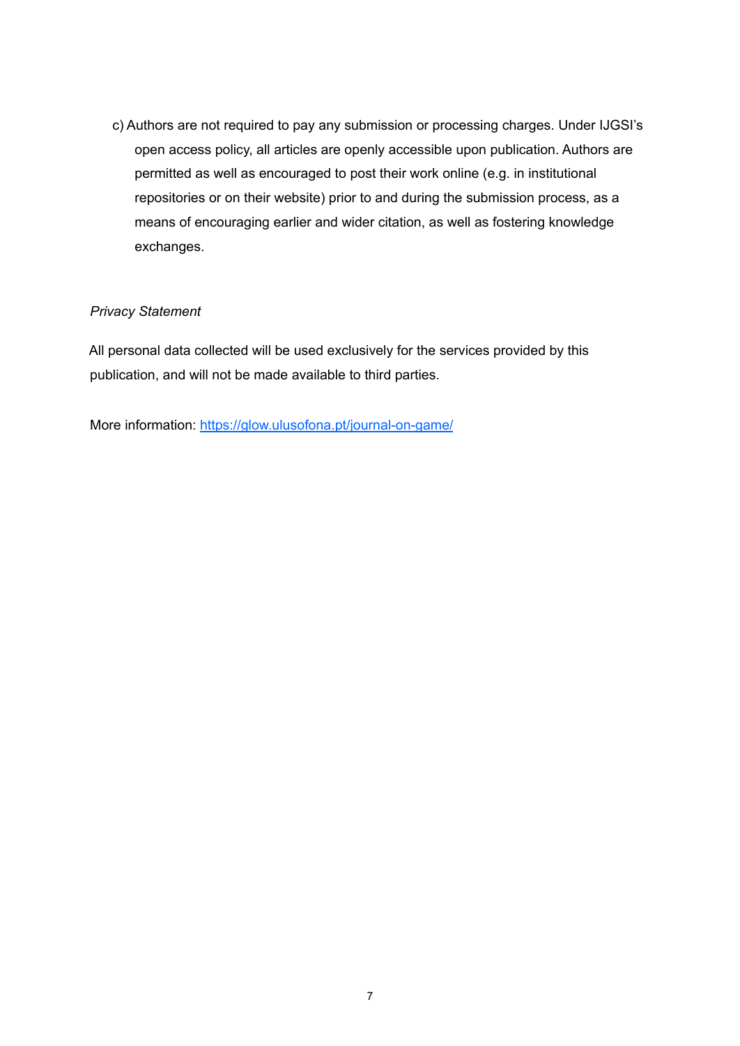c) Authors are not required to pay any submission or processing charges. Under IJGSI's open access policy, all articles are openly accessible upon publication. Authors are permitted as well as encouraged to post their work online (e.g. in institutional repositories or on their website) prior to and during the submission process, as a means of encouraging earlier and wider citation, as well as fostering knowledge exchanges.

*Privacy Statement*

All personal data collected will be used exclusively for the services provided by this publication, and will not be made available to third parties.

More information: [https://glow.ulusofona.pt/journal-on-game/](https://glow.ulusofona.pt/journal-on-game/)